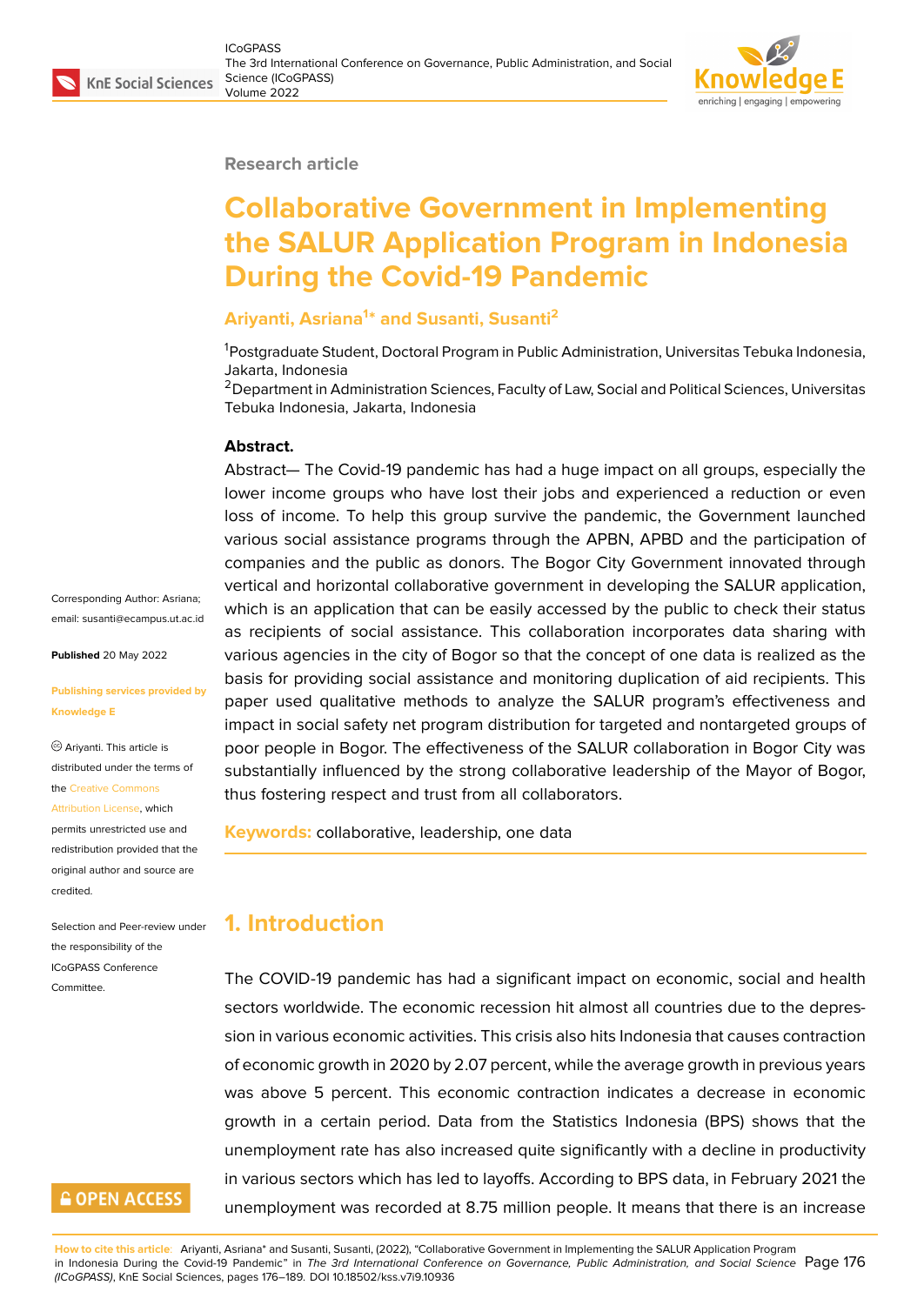Research article

# Collaborative Government in Implementing the SALUR Application Program in Indonesia During the Covid-19 Pandemic

**Ariyanti, Asriana[1]* and Susanti, Susanti[2]**

[1]Postgraduate Student, Doctoral Program in Public Administration, Universitas Tebuka Indonesia, Jakarta, Indonesia

[2]Department in Administration Sciences, Faculty of Law, Social and Political Sciences, Universitas Tebuka Indonesia, Jakarta, Indonesia

Corresponding Author: Asriana; email: susanti@ecampus.ut.ac.id

**Published** 20 May 2022

**Publishing services provided by Knowledge E**

© Ariyanti. This article is distributed under the terms of the Creative Commons Attribution License, which permits unrestricted use and redistribution provided that the original author and source are credited.

Selection and Peer-review under the responsibility of the ICoGPASS Conference Committee.

**Abstract.**

Abstract— The Covid-19 pandemic has had a huge impact on all groups, especially the lower income groups who have lost their jobs and experienced a reduction or even loss of income. To help this group survive the pandemic, the Government launched various social assistance programs through the APBN, APBD and the participation of companies and the public as donors. The Bogor City Government innovated through vertical and horizontal collaborative government in developing the SALUR application, which is an application that can be easily accessed by the public to check their status as recipients of social assistance. This collaboration incorporates data sharing with various agencies in the city of Bogor so that the concept of one data is realized as the basis for providing social assistance and monitoring duplication of aid recipients. This paper used qualitative methods to analyze the SALUR program's effectiveness and impact in social safety net program distribution for targeted and nontargeted groups of poor people in Bogor. The effectiveness of the SALUR collaboration in Bogor City was substantially influenced by the strong collaborative leadership of the Mayor of Bogor, thus fostering respect and trust from all collaborators.

**Keywords:** collaborative, leadership, one data

## 1. Introduction

The COVID-19 pandemic has had a significant impact on economic, social and health sectors worldwide. The economic recession hit almost all countries due to the depression in various economic activities. This crisis also hits Indonesia that causes contraction of economic growth in 2020 by 2.07 percent, while the average growth in previous years was above 5 percent. This economic contraction indicates a decrease in economic growth in a certain period. Data from the Statistics Indonesia (BPS) shows that the unemployment rate has also increased quite significantly with a decline in productivity in various sectors which has led to layoffs. According to BPS data, in February 2021 the unemployment was recorded at 8.75 million people. It means that there is an increase

**How to cite this article:** Ariyanti, Asriana* and Susanti, Susanti, (2022), "Collaborative Government in Implementing the SALUR Application Program in Indonesia During the Covid-19 Pandemic" in *The 3rd International Conference on Governance, Public Administration, and Social Science (ICoGPASS)*, KnE Social Sciences, pages 176–189. DOI 10.18502/kss.v7i9.10936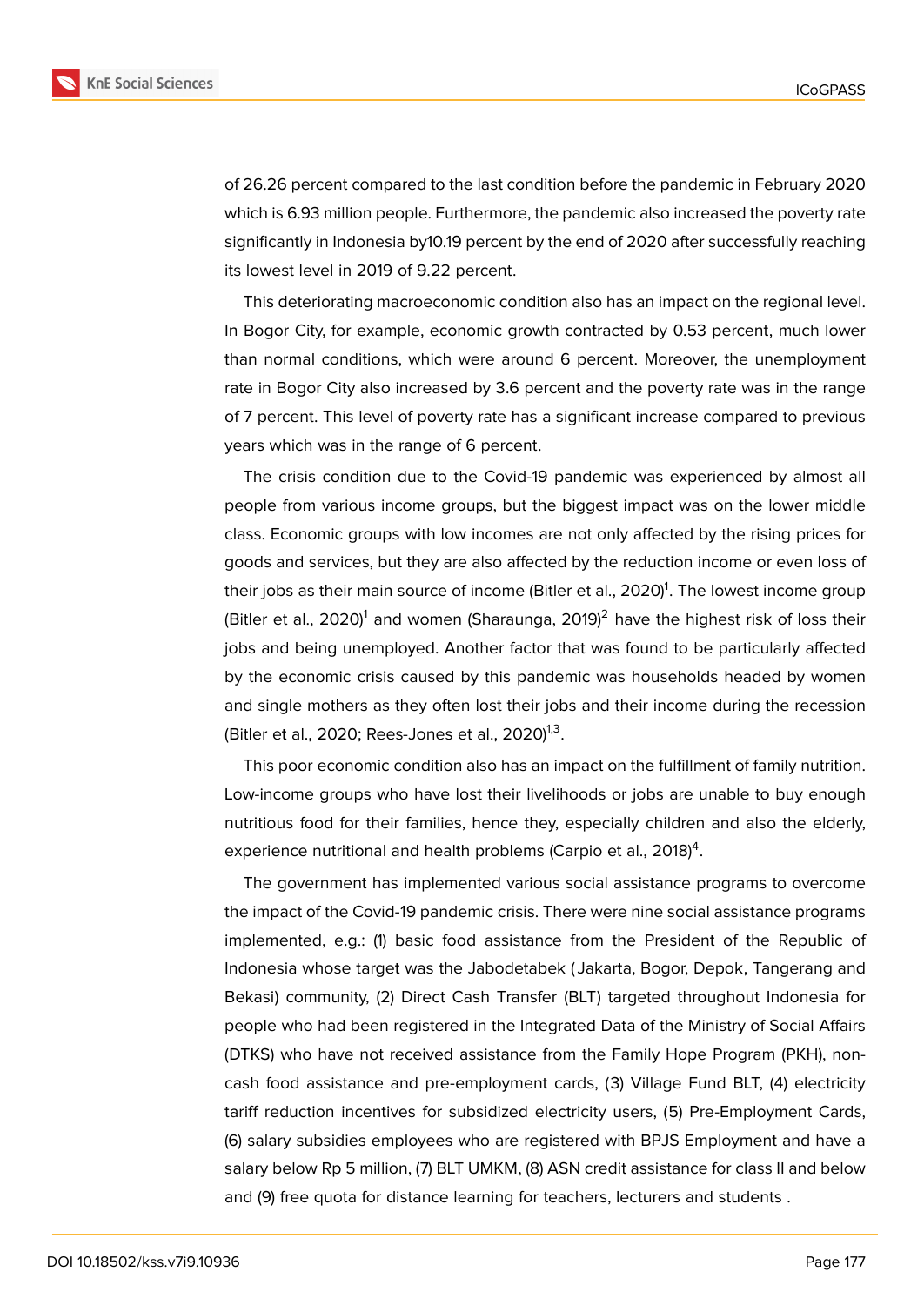of 26.26 percent compared to the last condition before the pandemic in February 2020 which is 6.93 million people. Furthermore, the pandemic also increased the poverty rate significantly in Indonesia by10.19 percent by the end of 2020 after successfully reaching its lowest level in 2019 of 9.22 percent.

This deteriorating macroeconomic condition also has an impact on the regional level. In Bogor City, for example, economic growth contracted by 0.53 percent, much lower than normal conditions, which were around 6 percent. Moreover, the unemployment rate in Bogor City also increased by 3.6 percent and the poverty rate was in the range of 7 percent. This level of poverty rate has a significant increase compared to previous years which was in the range of 6 percent.

The crisis condition due to the Covid-19 pandemic was experienced by almost all people from various income groups, but the biggest impact was on the lower middle class. Economic groups with low incomes are not only affected by the rising prices for goods and services, but they are also affected by the reduction income or even loss of their jobs as their main source of income (Bitler et al., 2020)[1]. The lowest income group (Bitler et al., 2020)[1] and women (Sharaunga, 2019)[2] have the highest risk of loss their jobs and being unemployed. Another factor that was found to be particularly affected by the economic crisis caused by this pandemic was households headed by women and single mothers as they often lost their jobs and their income during the recession (Bitler et al., 2020; Rees-Jones et al., 2020)[1,3].

This poor economic condition also has an impact on the fulfillment of family nutrition. Low-income groups who have lost their livelihoods or jobs are unable to buy enough nutritious food for their families, hence they, especially children and also the elderly, experience nutritional and health problems (Carpio et al., 2018)[4].

The government has implemented various social assistance programs to overcome the impact of the Covid-19 pandemic crisis. There were nine social assistance programs implemented, e.g.: (1) basic food assistance from the President of the Republic of Indonesia whose target was the Jabodetabek (Jakarta, Bogor, Depok, Tangerang and Bekasi) community, (2) Direct Cash Transfer (BLT) targeted throughout Indonesia for people who had been registered in the Integrated Data of the Ministry of Social Affairs (DTKS) who have not received assistance from the Family Hope Program (PKH), non-cash food assistance and pre-employment cards, (3) Village Fund BLT, (4) electricity tariff reduction incentives for subsidized electricity users, (5) Pre-Employment Cards, (6) salary subsidies employees who are registered with BPJS Employment and have a salary below Rp 5 million, (7) BLT UMKM, (8) ASN credit assistance for class II and below and (9) free quota for distance learning for teachers, lecturers and students .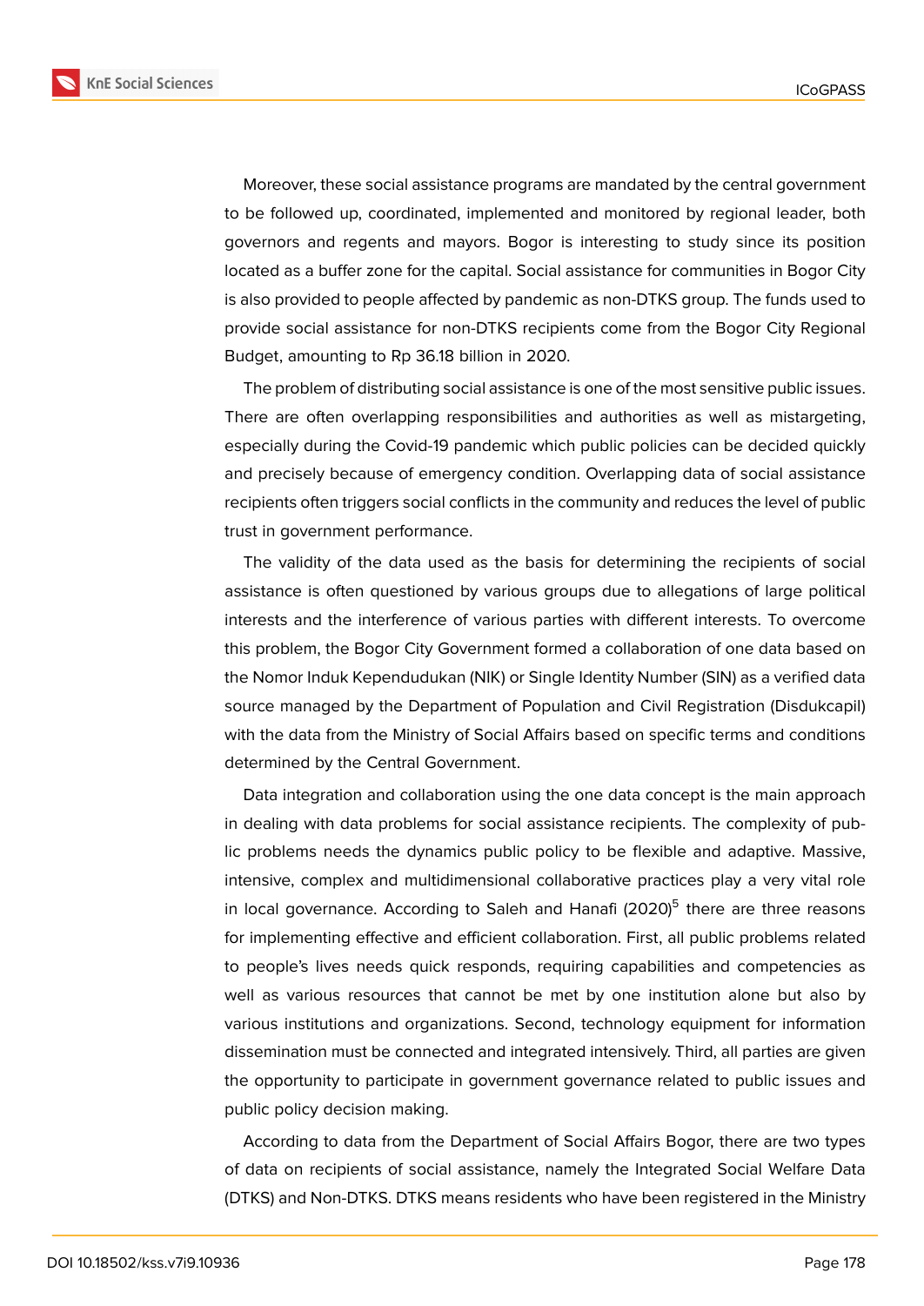Moreover, these social assistance programs are mandated by the central government to be followed up, coordinated, implemented and monitored by regional leader, both governors and regents and mayors. Bogor is interesting to study since its position located as a buffer zone for the capital. Social assistance for communities in Bogor City is also provided to people affected by pandemic as non-DTKS group. The funds used to provide social assistance for non-DTKS recipients come from the Bogor City Regional Budget, amounting to Rp 36.18 billion in 2020.

The problem of distributing social assistance is one of the most sensitive public issues. There are often overlapping responsibilities and authorities as well as mistargeting, especially during the Covid-19 pandemic which public policies can be decided quickly and precisely because of emergency condition. Overlapping data of social assistance recipients often triggers social conflicts in the community and reduces the level of public trust in government performance.

The validity of the data used as the basis for determining the recipients of social assistance is often questioned by various groups due to allegations of large political interests and the interference of various parties with different interests. To overcome this problem, the Bogor City Government formed a collaboration of one data based on the Nomor Induk Kependudukan (NIK) or Single Identity Number (SIN) as a verified data source managed by the Department of Population and Civil Registration (Disdukcapil) with the data from the Ministry of Social Affairs based on specific terms and conditions determined by the Central Government.

Data integration and collaboration using the one data concept is the main approach in dealing with data problems for social assistance recipients. The complexity of public problems needs the dynamics public policy to be flexible and adaptive. Massive, intensive, complex and multidimensional collaborative practices play a very vital role in local governance. According to Saleh and Hanafi (2020)[5] there are three reasons for implementing effective and efficient collaboration. First, all public problems related to people's lives needs quick responds, requiring capabilities and competencies as well as various resources that cannot be met by one institution alone but also by various institutions and organizations. Second, technology equipment for information dissemination must be connected and integrated intensively. Third, all parties are given the opportunity to participate in government governance related to public issues and public policy decision making.

According to data from the Department of Social Affairs Bogor, there are two types of data on recipients of social assistance, namely the Integrated Social Welfare Data (DTKS) and Non-DTKS. DTKS means residents who have been registered in the Ministry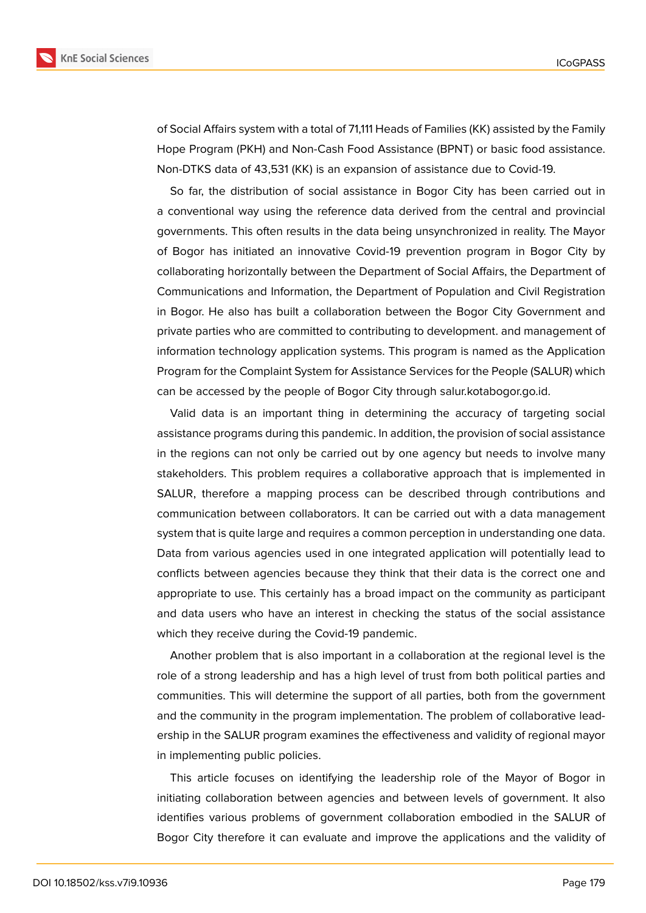of Social Affairs system with a total of 71,111 Heads of Families (KK) assisted by the Family Hope Program (PKH) and Non-Cash Food Assistance (BPNT) or basic food assistance. Non-DTKS data of 43,531 (KK) is an expansion of assistance due to Covid-19.

So far, the distribution of social assistance in Bogor City has been carried out in a conventional way using the reference data derived from the central and provincial governments. This often results in the data being unsynchronized in reality. The Mayor of Bogor has initiated an innovative Covid-19 prevention program in Bogor City by collaborating horizontally between the Department of Social Affairs, the Department of Communications and Information, the Department of Population and Civil Registration in Bogor. He also has built a collaboration between the Bogor City Government and private parties who are committed to contributing to development. and management of information technology application systems. This program is named as the Application Program for the Complaint System for Assistance Services for the People (SALUR) which can be accessed by the people of Bogor City through salur.kotabogor.go.id.

Valid data is an important thing in determining the accuracy of targeting social assistance programs during this pandemic. In addition, the provision of social assistance in the regions can not only be carried out by one agency but needs to involve many stakeholders. This problem requires a collaborative approach that is implemented in SALUR, therefore a mapping process can be described through contributions and communication between collaborators. It can be carried out with a data management system that is quite large and requires a common perception in understanding one data. Data from various agencies used in one integrated application will potentially lead to conflicts between agencies because they think that their data is the correct one and appropriate to use. This certainly has a broad impact on the community as participant and data users who have an interest in checking the status of the social assistance which they receive during the Covid-19 pandemic.

Another problem that is also important in a collaboration at the regional level is the role of a strong leadership and has a high level of trust from both political parties and communities. This will determine the support of all parties, both from the government and the community in the program implementation. The problem of collaborative leadership in the SALUR program examines the effectiveness and validity of regional mayor in implementing public policies.

This article focuses on identifying the leadership role of the Mayor of Bogor in initiating collaboration between agencies and between levels of government. It also identifies various problems of government collaboration embodied in the SALUR of Bogor City therefore it can evaluate and improve the applications and the validity of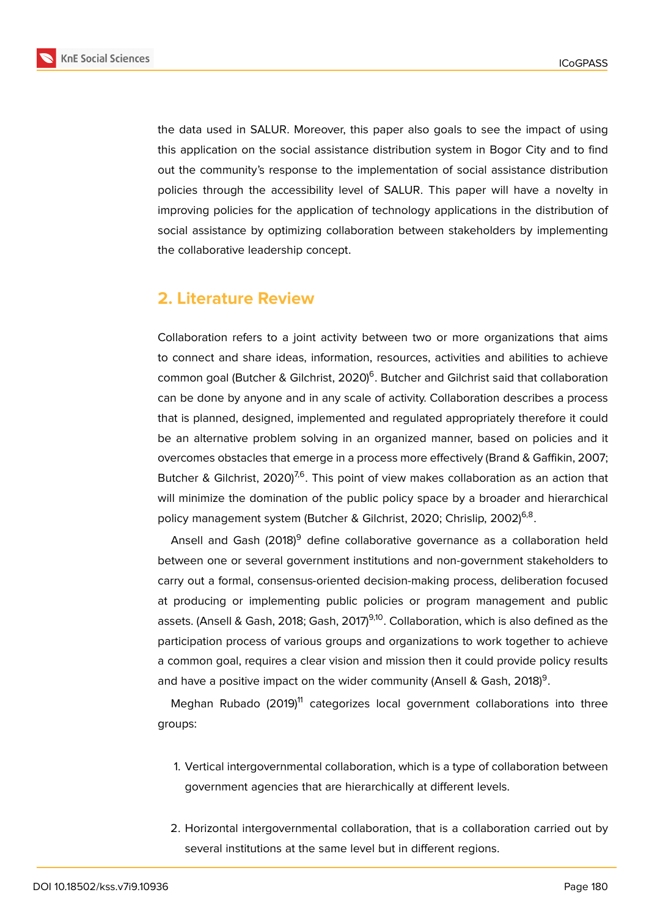the data used in SALUR. Moreover, this paper also goals to see the impact of using this application on the social assistance distribution system in Bogor City and to find out the community's response to the implementation of social assistance distribution policies through the accessibility level of SALUR. This paper will have a novelty in improving policies for the application of technology applications in the distribution of social assistance by optimizing collaboration between stakeholders by implementing the collaborative leadership concept.

## 2. Literature Review

Collaboration refers to a joint activity between two or more organizations that aims to connect and share ideas, information, resources, activities and abilities to achieve common goal (Butcher & Gilchrist, 2020)[6]. Butcher and Gilchrist said that collaboration can be done by anyone and in any scale of activity. Collaboration describes a process that is planned, designed, implemented and regulated appropriately therefore it could be an alternative problem solving in an organized manner, based on policies and it overcomes obstacles that emerge in a process more effectively (Brand & Gaffikin, 2007; Butcher & Gilchrist, 2020)[7,6]. This point of view makes collaboration as an action that will minimize the domination of the public policy space by a broader and hierarchical policy management system (Butcher & Gilchrist, 2020; Chrislip, 2002)[6,8].

Ansell and Gash (2018)[9] define collaborative governance as a collaboration held between one or several government institutions and non-government stakeholders to carry out a formal, consensus-oriented decision-making process, deliberation focused at producing or implementing public policies or program management and public assets. (Ansell & Gash, 2018; Gash, 2017)[9,10]. Collaboration, which is also defined as the participation process of various groups and organizations to work together to achieve a common goal, requires a clear vision and mission then it could provide policy results and have a positive impact on the wider community (Ansell & Gash, 2018)[9].

Meghan Rubado (2019)[11] categorizes local government collaborations into three groups:

1. Vertical intergovernmental collaboration, which is a type of collaboration between government agencies that are hierarchically at different levels.

2. Horizontal intergovernmental collaboration, that is a collaboration carried out by several institutions at the same level but in different regions.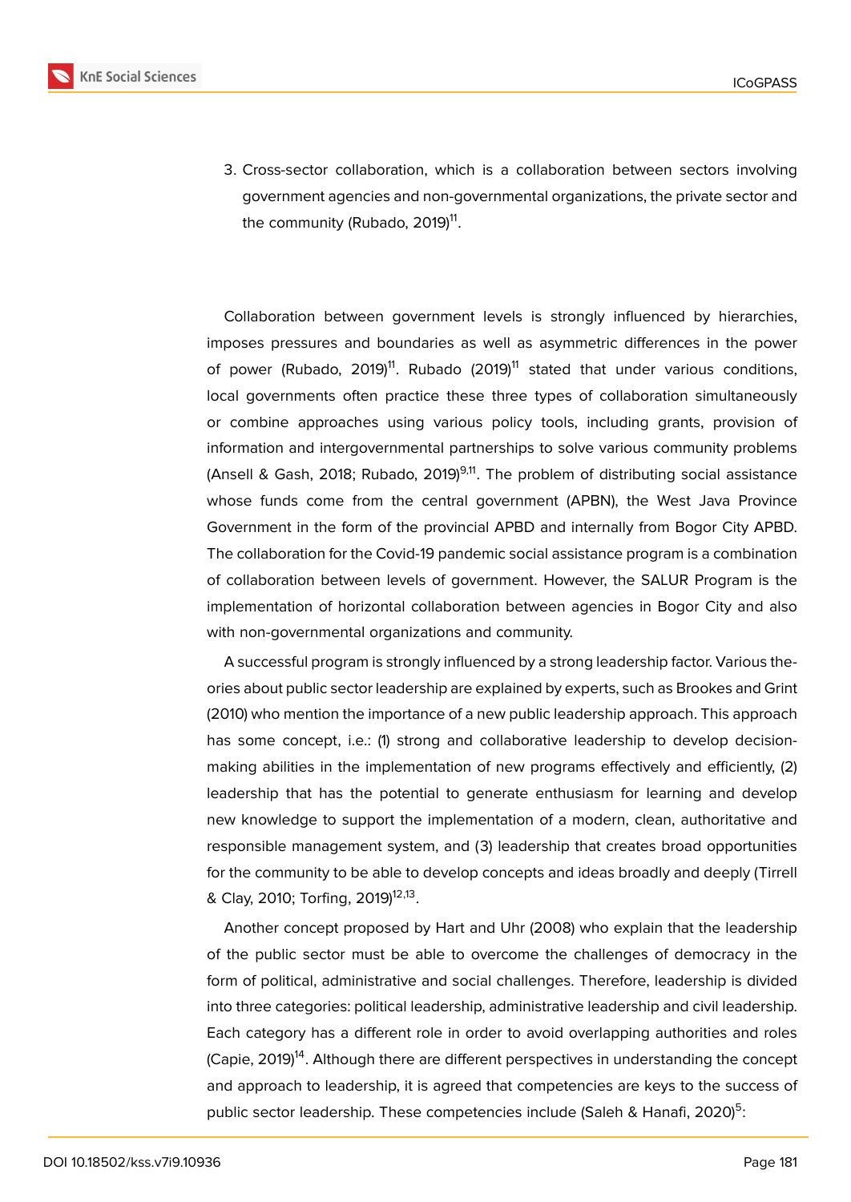3. Cross-sector collaboration, which is a collaboration between sectors involving government agencies and non-governmental organizations, the private sector and the community (Rubado, 2019)[11].

Collaboration between government levels is strongly influenced by hierarchies, imposes pressures and boundaries as well as asymmetric differences in the power of power (Rubado, 2019)[11]. Rubado (2019)[11] stated that under various conditions, local governments often practice these three types of collaboration simultaneously or combine approaches using various policy tools, including grants, provision of information and intergovernmental partnerships to solve various community problems (Ansell & Gash, 2018; Rubado, 2019)[9,11]. The problem of distributing social assistance whose funds come from the central government (APBN), the West Java Province Government in the form of the provincial APBD and internally from Bogor City APBD. The collaboration for the Covid-19 pandemic social assistance program is a combination of collaboration between levels of government. However, the SALUR Program is the implementation of horizontal collaboration between agencies in Bogor City and also with non-governmental organizations and community.

A successful program is strongly influenced by a strong leadership factor. Various theories about public sector leadership are explained by experts, such as Brookes and Grint (2010) who mention the importance of a new public leadership approach. This approach has some concept, i.e.: (1) strong and collaborative leadership to develop decision-making abilities in the implementation of new programs effectively and efficiently, (2) leadership that has the potential to generate enthusiasm for learning and develop new knowledge to support the implementation of a modern, clean, authoritative and responsible management system, and (3) leadership that creates broad opportunities for the community to be able to develop concepts and ideas broadly and deeply (Tirrell & Clay, 2010; Torfing, 2019)[12,13].

Another concept proposed by Hart and Uhr (2008) who explain that the leadership of the public sector must be able to overcome the challenges of democracy in the form of political, administrative and social challenges. Therefore, leadership is divided into three categories: political leadership, administrative leadership and civil leadership. Each category has a different role in order to avoid overlapping authorities and roles (Capie, 2019)[14]. Although there are different perspectives in understanding the concept and approach to leadership, it is agreed that competencies are keys to the success of public sector leadership. These competencies include (Saleh & Hanafi, 2020)[5]: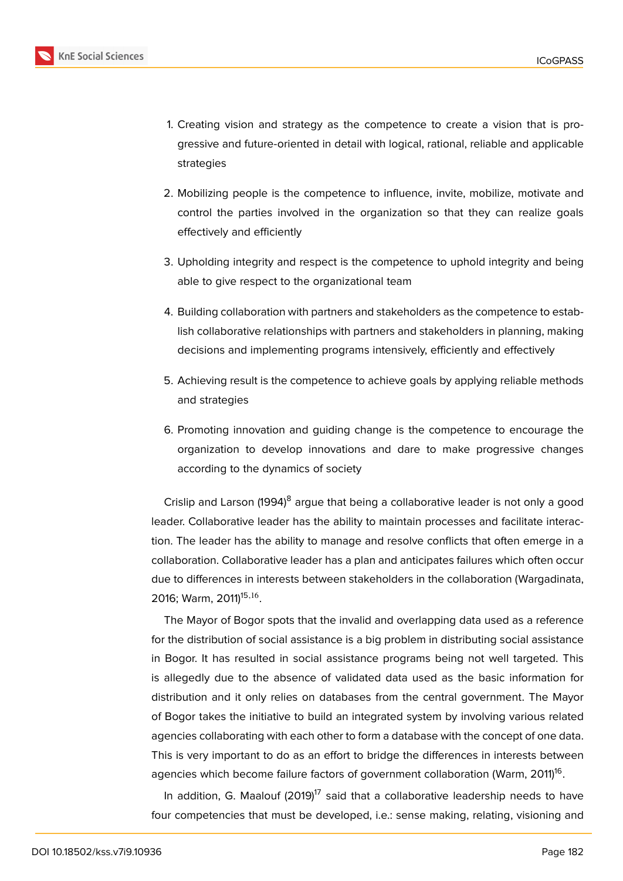1. Creating vision and strategy as the competence to create a vision that is progressive and future-oriented in detail with logical, rational, reliable and applicable strategies
2. Mobilizing people is the competence to influence, invite, mobilize, motivate and control the parties involved in the organization so that they can realize goals effectively and efficiently
3. Upholding integrity and respect is the competence to uphold integrity and being able to give respect to the organizational team
4. Building collaboration with partners and stakeholders as the competence to establish collaborative relationships with partners and stakeholders in planning, making decisions and implementing programs intensively, efficiently and effectively
5. Achieving result is the competence to achieve goals by applying reliable methods and strategies
6. Promoting innovation and guiding change is the competence to encourage the organization to develop innovations and dare to make progressive changes according to the dynamics of society

Crislip and Larson (1994)[8] argue that being a collaborative leader is not only a good leader. Collaborative leader has the ability to maintain processes and facilitate interaction. The leader has the ability to manage and resolve conflicts that often emerge in a collaboration. Collaborative leader has a plan and anticipates failures which often occur due to differences in interests between stakeholders in the collaboration (Wargadinata, 2016; Warm, 2011)[15,16].

The Mayor of Bogor spots that the invalid and overlapping data used as a reference for the distribution of social assistance is a big problem in distributing social assistance in Bogor. It has resulted in social assistance programs being not well targeted. This is allegedly due to the absence of validated data used as the basic information for distribution and it only relies on databases from the central government. The Mayor of Bogor takes the initiative to build an integrated system by involving various related agencies collaborating with each other to form a database with the concept of one data. This is very important to do as an effort to bridge the differences in interests between agencies which become failure factors of government collaboration (Warm, 2011)[16].

In addition, G. Maalouf (2019)[17] said that a collaborative leadership needs to have four competencies that must be developed, i.e.: sense making, relating, visioning and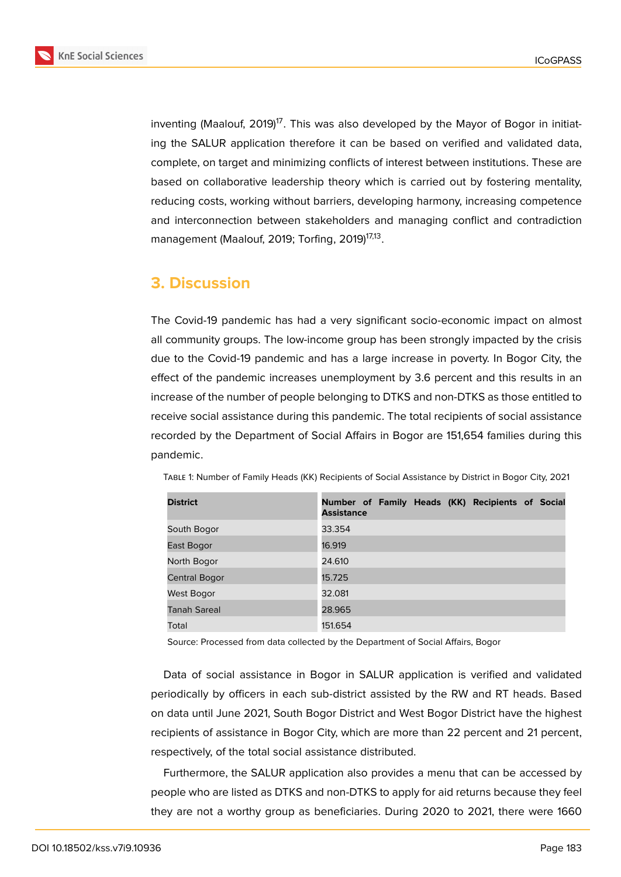inventing (Maalouf, 2019)[17]. This was also developed by the Mayor of Bogor in initiating the SALUR application therefore it can be based on verified and validated data, complete, on target and minimizing conflicts of interest between institutions. These are based on collaborative leadership theory which is carried out by fostering mentality, reducing costs, working without barriers, developing harmony, increasing competence and interconnection between stakeholders and managing conflict and contradiction management (Maalouf, 2019; Torfing, 2019)[17,13].

## 3. Discussion

The Covid-19 pandemic has had a very significant socio-economic impact on almost all community groups. The low-income group has been strongly impacted by the crisis due to the Covid-19 pandemic and has a large increase in poverty. In Bogor City, the effect of the pandemic increases unemployment by 3.6 percent and this results in an increase of the number of people belonging to DTKS and non-DTKS as those entitled to receive social assistance during this pandemic. The total recipients of social assistance recorded by the Department of Social Affairs in Bogor are 151,654 families during this pandemic.

Table 1: Number of Family Heads (KK) Recipients of Social Assistance by District in Bogor City, 2021

| District | Number of Family Heads (KK) Recipients of Social Assistance |
|---|---|
| South Bogor | 33.354 |
| East Bogor | 16.919 |
| North Bogor | 24.610 |
| Central Bogor | 15.725 |
| West Bogor | 32.081 |
| Tanah Sareal | 28.965 |
| Total | 151.654 |

Source: Processed from data collected by the Department of Social Affairs, Bogor

Data of social assistance in Bogor in SALUR application is verified and validated periodically by officers in each sub-district assisted by the RW and RT heads. Based on data until June 2021, South Bogor District and West Bogor District have the highest recipients of assistance in Bogor City, which are more than 22 percent and 21 percent, respectively, of the total social assistance distributed.

Furthermore, the SALUR application also provides a menu that can be accessed by people who are listed as DTKS and non-DTKS to apply for aid returns because they feel they are not a worthy group as beneficiaries. During 2020 to 2021, there were 1660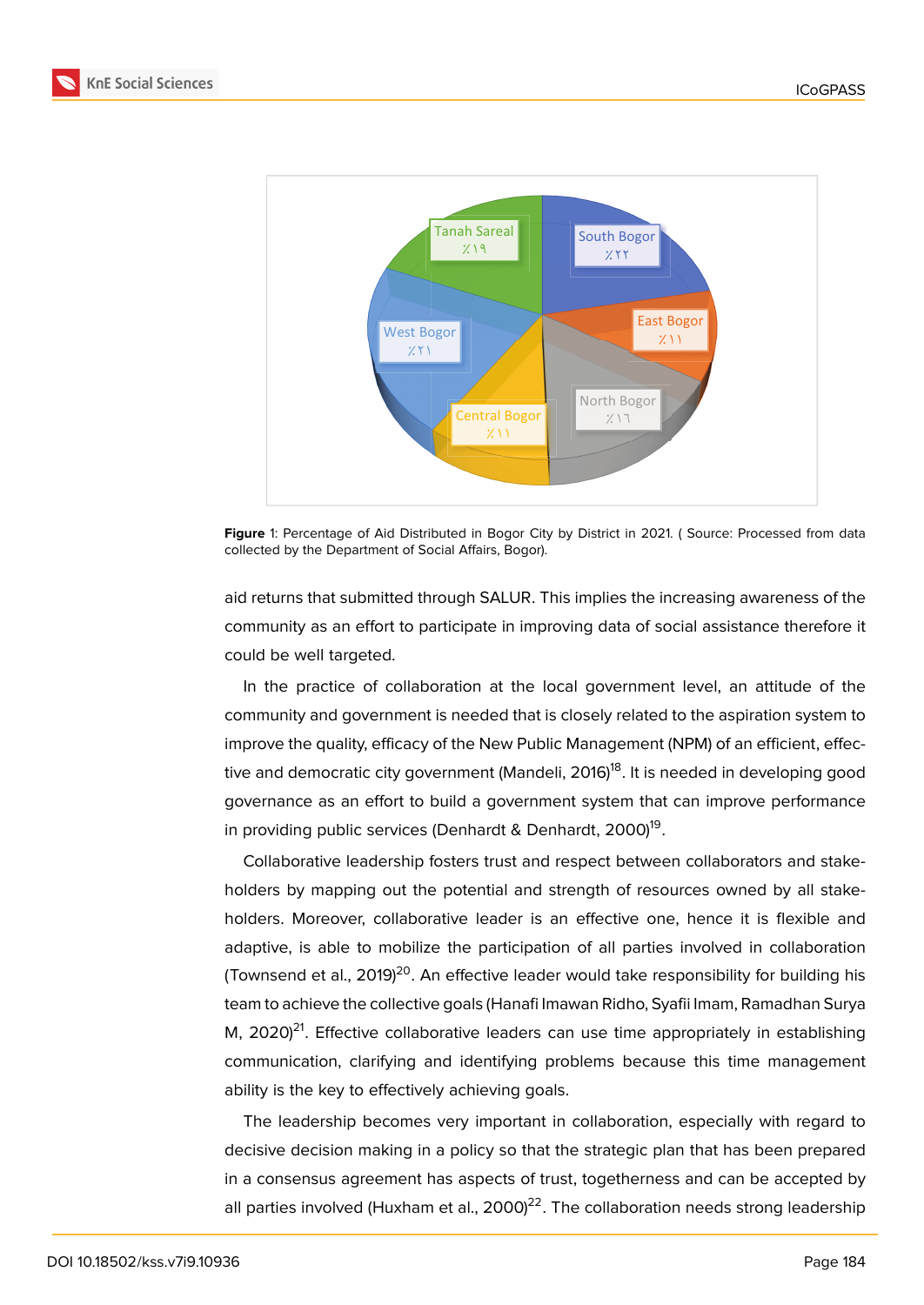Figure 1: Percentage of Aid Distributed in Bogor City by District in 2021. ( Source: Processed from data collected by the Department of Social Affairs, Bogor).

aid returns that submitted through SALUR. This implies the increasing awareness of the community as an effort to participate in improving data of social assistance therefore it could be well targeted.

In the practice of collaboration at the local government level, an attitude of the community and government is needed that is closely related to the aspiration system to improve the quality, efficacy of the New Public Management (NPM) of an efficient, effective and democratic city government (Mandeli, 2016)[18]. It is needed in developing good governance as an effort to build a government system that can improve performance in providing public services (Denhardt & Denhardt, 2000)[19].

Collaborative leadership fosters trust and respect between collaborators and stakeholders by mapping out the potential and strength of resources owned by all stakeholders. Moreover, collaborative leader is an effective one, hence it is flexible and adaptive, is able to mobilize the participation of all parties involved in collaboration (Townsend et al., 2019)[20]. An effective leader would take responsibility for building his team to achieve the collective goals (Hanafi Imawan Ridho, Syafii Imam, Ramadhan Surya M, 2020)[21]. Effective collaborative leaders can use time appropriately in establishing communication, clarifying and identifying problems because this time management ability is the key to effectively achieving goals.

The leadership becomes very important in collaboration, especially with regard to decisive decision making in a policy so that the strategic plan that has been prepared in a consensus agreement has aspects of trust, togetherness and can be accepted by all parties involved (Huxham et al., 2000)[22]. The collaboration needs strong leadership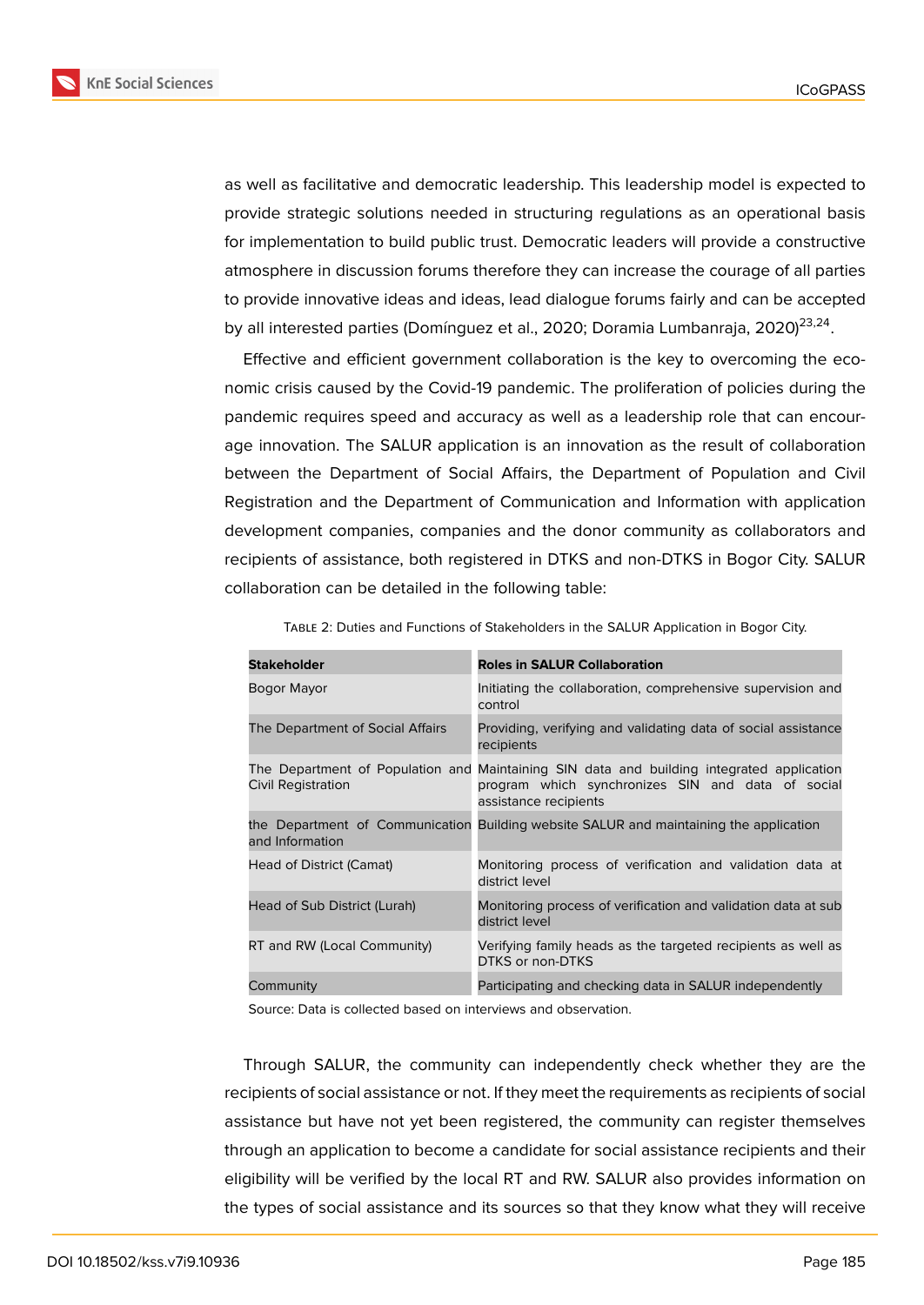as well as facilitative and democratic leadership. This leadership model is expected to provide strategic solutions needed in structuring regulations as an operational basis for implementation to build public trust. Democratic leaders will provide a constructive atmosphere in discussion forums therefore they can increase the courage of all parties to provide innovative ideas and ideas, lead dialogue forums fairly and can be accepted by all interested parties (Domínguez et al., 2020; Doramia Lumbanraja, 2020)[23,24].

Effective and efficient government collaboration is the key to overcoming the economic crisis caused by the Covid-19 pandemic. The proliferation of policies during the pandemic requires speed and accuracy as well as a leadership role that can encourage innovation. The SALUR application is an innovation as the result of collaboration between the Department of Social Affairs, the Department of Population and Civil Registration and the Department of Communication and Information with application development companies, companies and the donor community as collaborators and recipients of assistance, both registered in DTKS and non-DTKS in Bogor City. SALUR collaboration can be detailed in the following table:

Table 2: Duties and Functions of Stakeholders in the SALUR Application in Bogor City.

| Stakeholder | Roles in SALUR Collaboration |
|---|---|
| Bogor Mayor | Initiating the collaboration, comprehensive supervision and control |
| The Department of Social Affairs | Providing, verifying and validating data of social assistance recipients |
| The Department of Population and Civil Registration | Maintaining SIN data and building integrated application program which synchronizes SIN and data of social assistance recipients |
| the Department of Communication and Information | Building website SALUR and maintaining the application |
| Head of District (Camat) | Monitoring process of verification and validation data at district level |
| Head of Sub District (Lurah) | Monitoring process of verification and validation data at sub district level |
| RT and RW (Local Community) | Verifying family heads as the targeted recipients as well as DTKS or non-DTKS |
| Community | Participating and checking data in SALUR independently |

Source: Data is collected based on interviews and observation.

Through SALUR, the community can independently check whether they are the recipients of social assistance or not. If they meet the requirements as recipients of social assistance but have not yet been registered, the community can register themselves through an application to become a candidate for social assistance recipients and their eligibility will be verified by the local RT and RW. SALUR also provides information on the types of social assistance and its sources so that they know what they will receive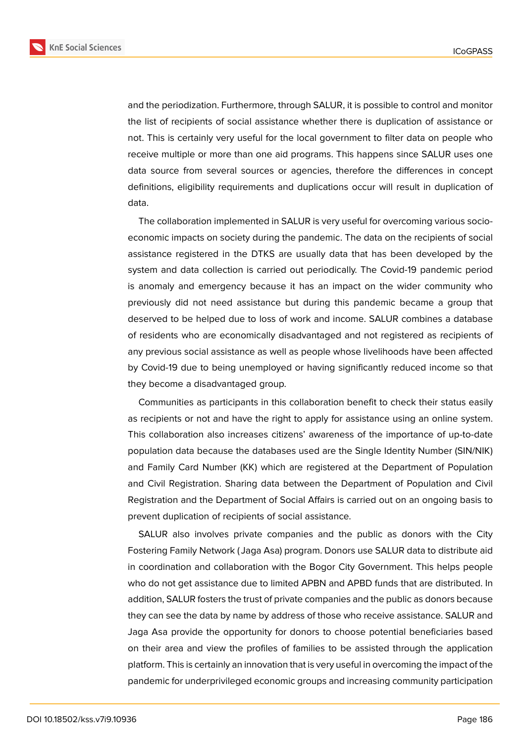and the periodization. Furthermore, through SALUR, it is possible to control and monitor the list of recipients of social assistance whether there is duplication of assistance or not. This is certainly very useful for the local government to filter data on people who receive multiple or more than one aid programs. This happens since SALUR uses one data source from several sources or agencies, therefore the differences in concept definitions, eligibility requirements and duplications occur will result in duplication of data.

The collaboration implemented in SALUR is very useful for overcoming various socio-economic impacts on society during the pandemic. The data on the recipients of social assistance registered in the DTKS are usually data that has been developed by the system and data collection is carried out periodically. The Covid-19 pandemic period is anomaly and emergency because it has an impact on the wider community who previously did not need assistance but during this pandemic became a group that deserved to be helped due to loss of work and income. SALUR combines a database of residents who are economically disadvantaged and not registered as recipients of any previous social assistance as well as people whose livelihoods have been affected by Covid-19 due to being unemployed or having significantly reduced income so that they become a disadvantaged group.

Communities as participants in this collaboration benefit to check their status easily as recipients or not and have the right to apply for assistance using an online system. This collaboration also increases citizens' awareness of the importance of up-to-date population data because the databases used are the Single Identity Number (SIN/NIK) and Family Card Number (KK) which are registered at the Department of Population and Civil Registration. Sharing data between the Department of Population and Civil Registration and the Department of Social Affairs is carried out on an ongoing basis to prevent duplication of recipients of social assistance.

SALUR also involves private companies and the public as donors with the City Fostering Family Network (Jaga Asa) program. Donors use SALUR data to distribute aid in coordination and collaboration with the Bogor City Government. This helps people who do not get assistance due to limited APBN and APBD funds that are distributed. In addition, SALUR fosters the trust of private companies and the public as donors because they can see the data by name by address of those who receive assistance. SALUR and Jaga Asa provide the opportunity for donors to choose potential beneficiaries based on their area and view the profiles of families to be assisted through the application platform. This is certainly an innovation that is very useful in overcoming the impact of the pandemic for underprivileged economic groups and increasing community participation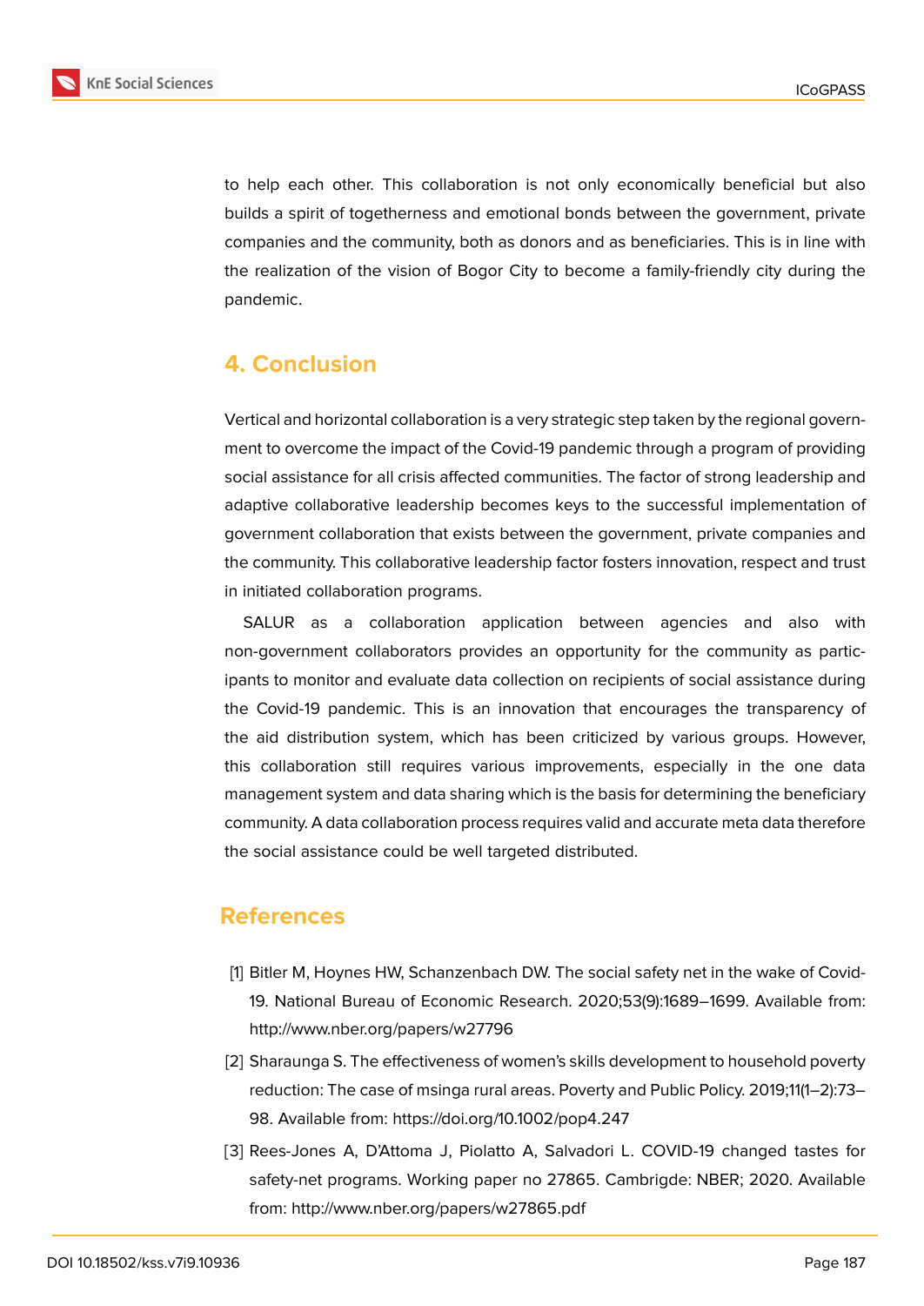to help each other. This collaboration is not only economically beneficial but also builds a spirit of togetherness and emotional bonds between the government, private companies and the community, both as donors and as beneficiaries. This is in line with the realization of the vision of Bogor City to become a family-friendly city during the pandemic.

## 4. Conclusion

Vertical and horizontal collaboration is a very strategic step taken by the regional government to overcome the impact of the Covid-19 pandemic through a program of providing social assistance for all crisis affected communities. The factor of strong leadership and adaptive collaborative leadership becomes keys to the successful implementation of government collaboration that exists between the government, private companies and the community. This collaborative leadership factor fosters innovation, respect and trust in initiated collaboration programs.

SALUR as a collaboration application between agencies and also with non-government collaborators provides an opportunity for the community as participants to monitor and evaluate data collection on recipients of social assistance during the Covid-19 pandemic. This is an innovation that encourages the transparency of the aid distribution system, which has been criticized by various groups. However, this collaboration still requires various improvements, especially in the one data management system and data sharing which is the basis for determining the beneficiary community. A data collaboration process requires valid and accurate meta data therefore the social assistance could be well targeted distributed.

## References

[1] Bitler M, Hoynes HW, Schanzenbach DW. The social safety net in the wake of Covid-19. National Bureau of Economic Research. 2020;53(9):1689–1699. Available from: http://www.nber.org/papers/w27796

[2] Sharaunga S. The effectiveness of women's skills development to household poverty reduction: The case of msinga rural areas. Poverty and Public Policy. 2019;11(1–2):73–98. Available from: https://doi.org/10.1002/pop4.247

[3] Rees-Jones A, D'Attoma J, Piolatto A, Salvadori L. COVID-19 changed tastes for safety-net programs. Working paper no 27865. Cambrigde: NBER; 2020. Available from: http://www.nber.org/papers/w27865.pdf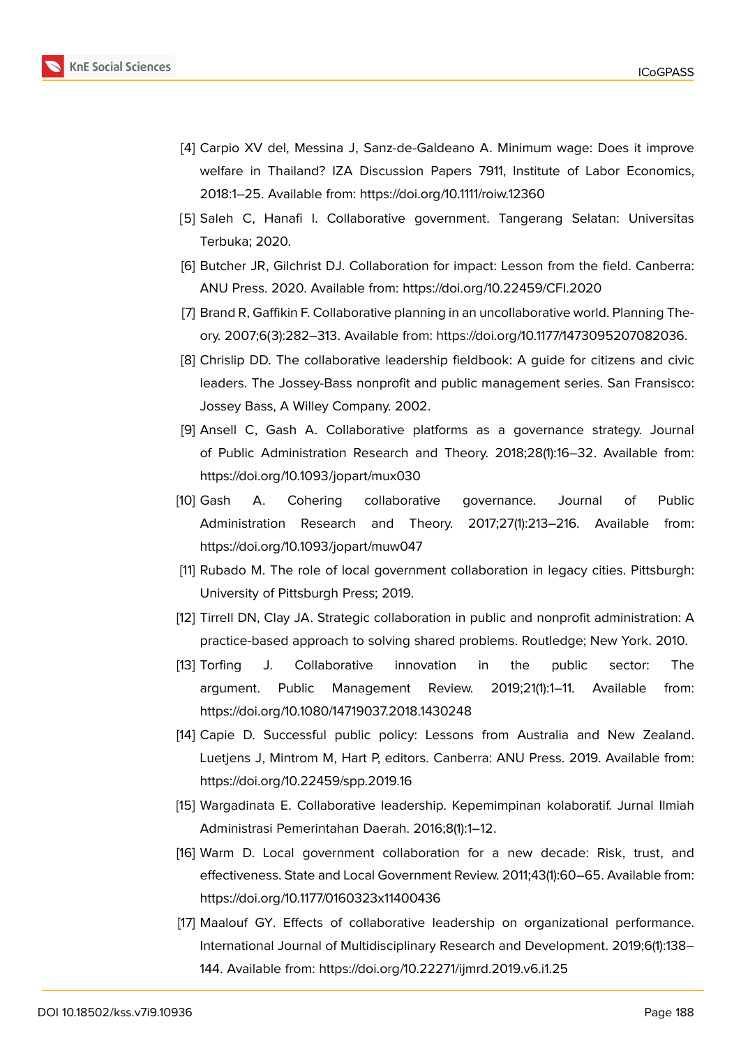[4] Carpio XV del, Messina J, Sanz-de-Galdeano A. Minimum wage: Does it improve welfare in Thailand? IZA Discussion Papers 7911, Institute of Labor Economics, 2018:1–25. Available from: https://doi.org/10.1111/roiw.12360

[5] Saleh C, Hanafi I. Collaborative government. Tangerang Selatan: Universitas Terbuka; 2020.

[6] Butcher JR, Gilchrist DJ. Collaboration for impact: Lesson from the field. Canberra: ANU Press. 2020. Available from: https://doi.org/10.22459/CFI.2020

[7] Brand R, Gaffikin F. Collaborative planning in an uncollaborative world. Planning Theory. 2007;6(3):282–313. Available from: https://doi.org/10.1177/1473095207082036.

[8] Chrislip DD. The collaborative leadership fieldbook: A guide for citizens and civic leaders. The Jossey-Bass nonprofit and public management series. San Fransisco: Jossey Bass, A Willey Company. 2002.

[9] Ansell C, Gash A. Collaborative platforms as a governance strategy. Journal of Public Administration Research and Theory. 2018;28(1):16–32. Available from: https://doi.org/10.1093/jopart/mux030

[10] Gash A. Cohering collaborative governance. Journal of Public Administration Research and Theory. 2017;27(1):213–216. Available from: https://doi.org/10.1093/jopart/muw047

[11] Rubado M. The role of local government collaboration in legacy cities. Pittsburgh: University of Pittsburgh Press; 2019.

[12] Tirrell DN, Clay JA. Strategic collaboration in public and nonprofit administration: A practice-based approach to solving shared problems. Routledge; New York. 2010.

[13] Torfing J. Collaborative innovation in the public sector: The argument. Public Management Review. 2019;21(1):1–11. Available from: https://doi.org/10.1080/14719037.2018.1430248

[14] Capie D. Successful public policy: Lessons from Australia and New Zealand. Luetjens J, Mintrom M, Hart P, editors. Canberra: ANU Press. 2019. Available from: https://doi.org/10.22459/spp.2019.16

[15] Wargadinata E. Collaborative leadership. Kepemimpinan kolaboratif. Jurnal Ilmiah Administrasi Pemerintahan Daerah. 2016;8(1):1–12.

[16] Warm D. Local government collaboration for a new decade: Risk, trust, and effectiveness. State and Local Government Review. 2011;43(1):60–65. Available from: https://doi.org/10.1177/0160323x11400436

[17] Maalouf GY. Effects of collaborative leadership on organizational performance. International Journal of Multidisciplinary Research and Development. 2019;6(1):138–144. Available from: https://doi.org/10.22271/ijmrd.2019.v6.i1.25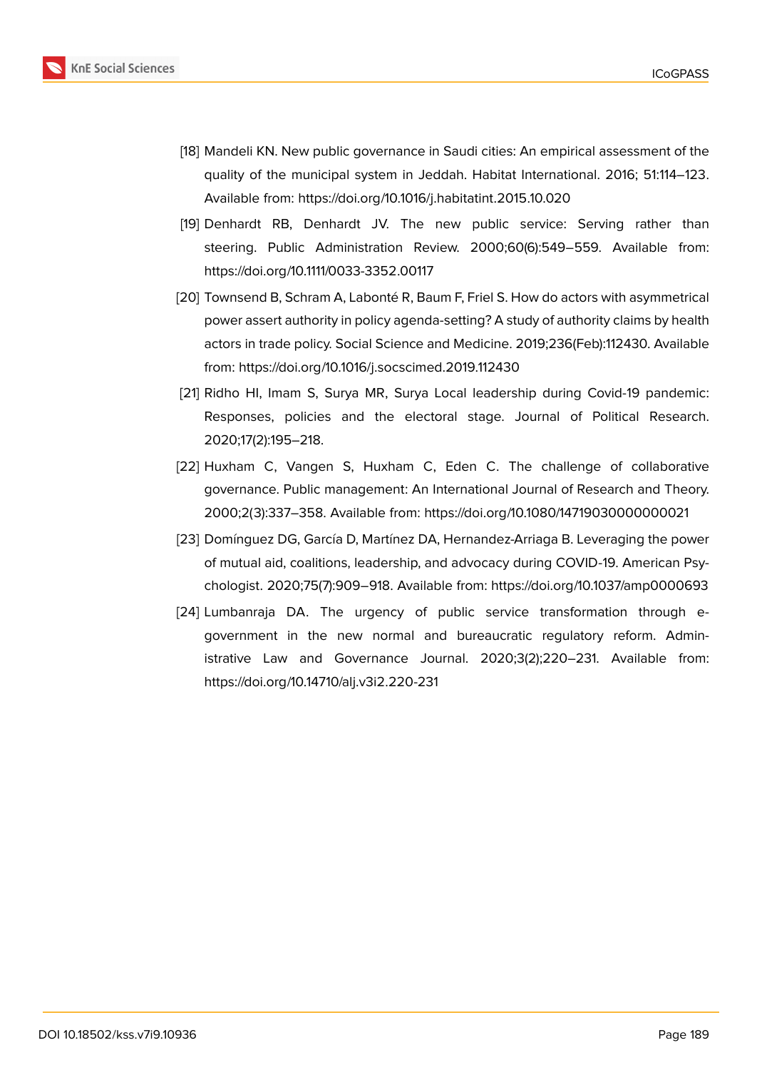[18] Mandeli KN. New public governance in Saudi cities: An empirical assessment of the quality of the municipal system in Jeddah. Habitat International. 2016; 51:114–123. Available from: https://doi.org/10.1016/j.habitatint.2015.10.020

[19] Denhardt RB, Denhardt JV. The new public service: Serving rather than steering. Public Administration Review. 2000;60(6):549–559. Available from: https://doi.org/10.1111/0033-3352.00117

[20] Townsend B, Schram A, Labonté R, Baum F, Friel S. How do actors with asymmetrical power assert authority in policy agenda-setting? A study of authority claims by health actors in trade policy. Social Science and Medicine. 2019;236(Feb):112430. Available from: https://doi.org/10.1016/j.socscimed.2019.112430

[21] Ridho HI, Imam S, Surya MR, Surya Local leadership during Covid-19 pandemic: Responses, policies and the electoral stage. Journal of Political Research. 2020;17(2):195–218.

[22] Huxham C, Vangen S, Huxham C, Eden C. The challenge of collaborative governance. Public management: An International Journal of Research and Theory. 2000;2(3):337–358. Available from: https://doi.org/10.1080/14719030000000021

[23] Domínguez DG, García D, Martínez DA, Hernandez-Arriaga B. Leveraging the power of mutual aid, coalitions, leadership, and advocacy during COVID-19. American Psychologist. 2020;75(7):909–918. Available from: https://doi.org/10.1037/amp0000693

[24] Lumbanraja DA. The urgency of public service transformation through e-government in the new normal and bureaucratic regulatory reform. Administrative Law and Governance Journal. 2020;3(2);220–231. Available from: https://doi.org/10.14710/alj.v3i2.220-231